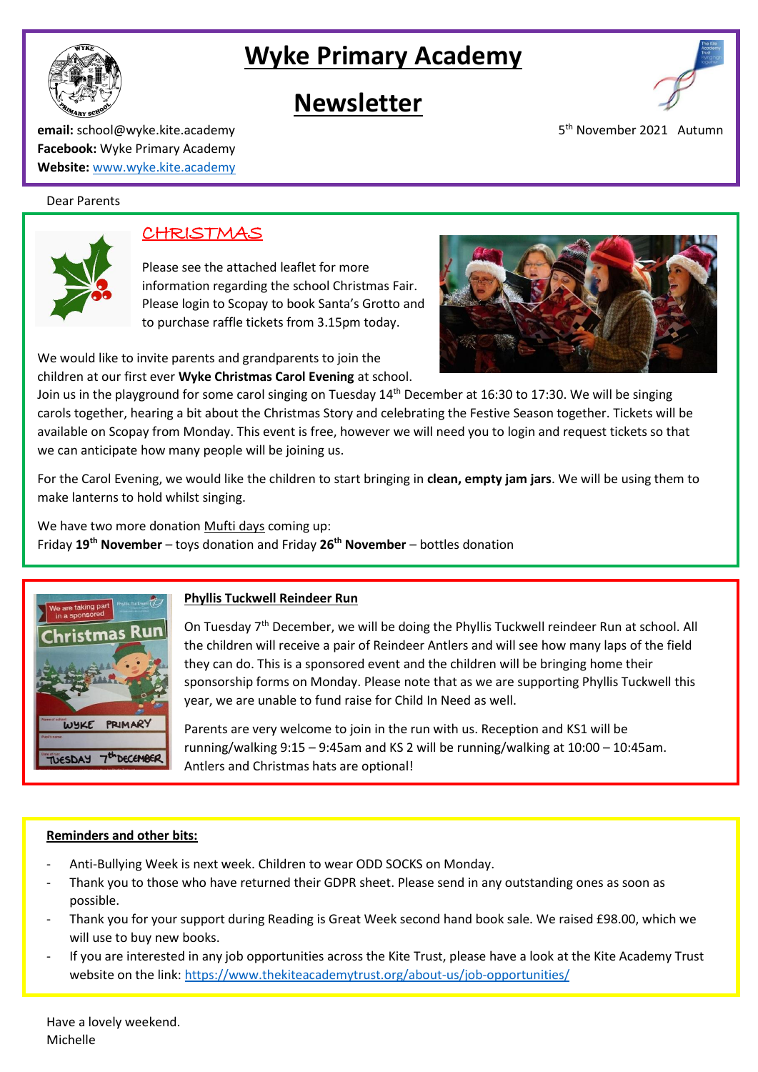# Wyke Primary Academy

# Newsletter

**email:** school@wyke.kite.academy
**Facebook:** Wyke Primary Academy
**Website:** www.wyke.kite.academy

5th November 2021 Autumn

Dear Parents

## CHRISTMAS

Please see the attached leaflet for more information regarding the school Christmas Fair. Please login to Scopay to book Santa's Grotto and to purchase raffle tickets from 3.15pm today.

We would like to invite parents and grandparents to join the children at our first ever **Wyke Christmas Carol Evening** at school. Join us in the playground for some carol singing on Tuesday 14th December at 16:30 to 17:30. We will be singing carols together, hearing a bit about the Christmas Story and celebrating the Festive Season together. Tickets will be available on Scopay from Monday. This event is free, however we will need you to login and request tickets so that we can anticipate how many people will be joining us.

For the Carol Evening, we would like the children to start bringing in **clean, empty jam jars**. We will be using them to make lanterns to hold whilst singing.

We have two more donation Mufti days coming up:
Friday **19th November** – toys donation and Friday **26th November** – bottles donation

## Phyllis Tuckwell Reindeer Run

On Tuesday 7th December, we will be doing the Phyllis Tuckwell reindeer Run at school. All the children will receive a pair of Reindeer Antlers and will see how many laps of the field they can do. This is a sponsored event and the children will be bringing home their sponsorship forms on Monday. Please note that as we are supporting Phyllis Tuckwell this year, we are unable to fund raise for Child In Need as well.

Parents are very welcome to join in the run with us. Reception and KS1 will be running/walking 9:15 – 9:45am and KS 2 will be running/walking at 10:00 – 10:45am. Antlers and Christmas hats are optional!

## Reminders and other bits:

- Anti-Bullying Week is next week. Children to wear ODD SOCKS on Monday.
- Thank you to those who have returned their GDPR sheet. Please send in any outstanding ones as soon as possible.
- Thank you for your support during Reading is Great Week second hand book sale. We raised £98.00, which we will use to buy new books.
- If you are interested in any job opportunities across the Kite Trust, please have a look at the Kite Academy Trust website on the link: https://www.thekiteacademytrust.org/about-us/job-opportunities/

Have a lovely weekend.
Michelle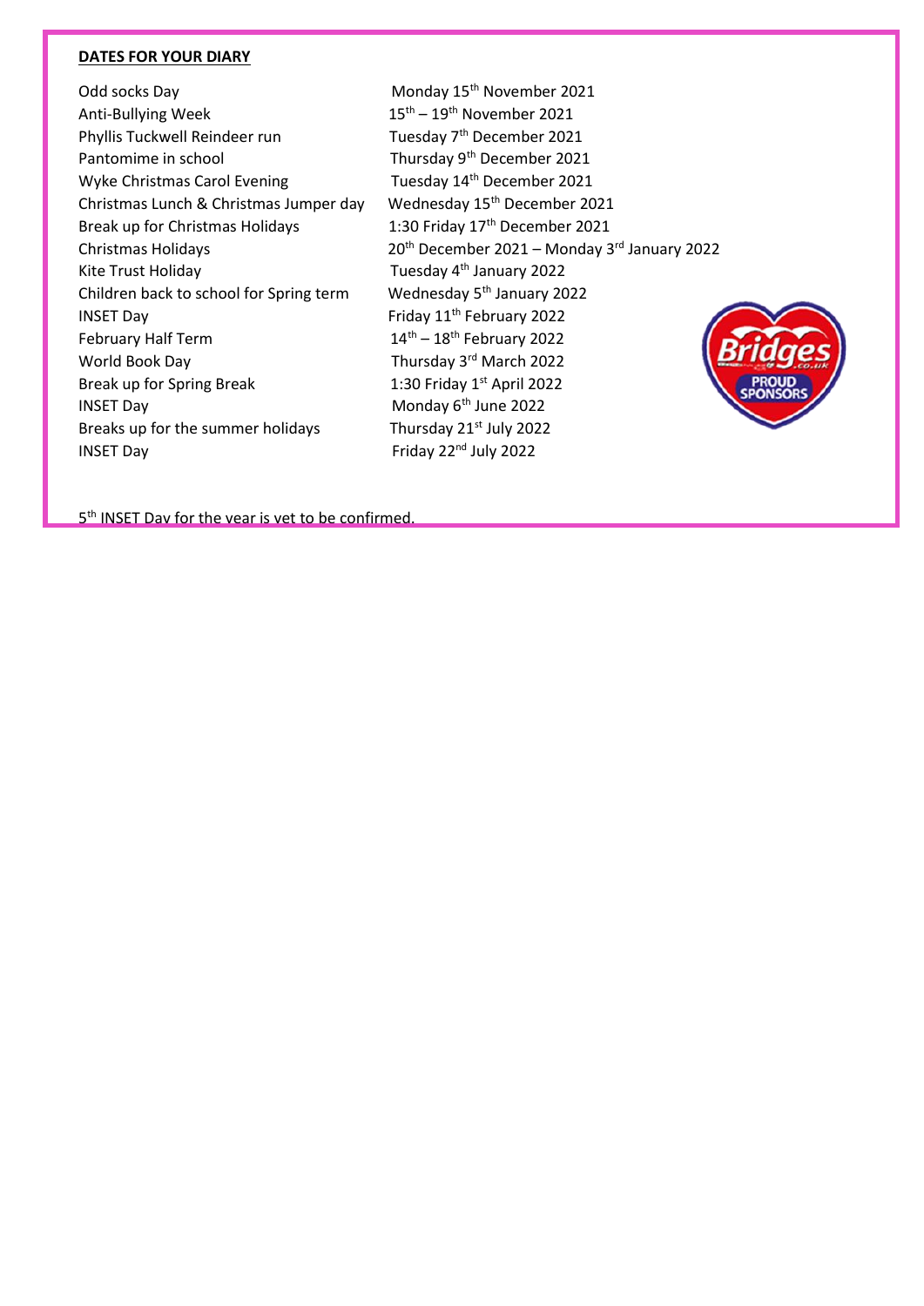**DATES FOR YOUR DIARY**

| | |
|---|---|
| Odd socks Day | Monday 15th November 2021 |
| Anti-Bullying Week | 15th – 19th November 2021 |
| Phyllis Tuckwell Reindeer run | Tuesday 7th December 2021 |
| Pantomime in school | Thursday 9th December 2021 |
| Wyke Christmas Carol Evening | Tuesday 14th December 2021 |
| Christmas Lunch & Christmas Jumper day | Wednesday 15th December 2021 |
| Break up for Christmas Holidays | 1:30 Friday 17th December 2021 |
| Christmas Holidays | 20th December 2021 – Monday 3rd January 2022 |
| Kite Trust Holiday | Tuesday 4th January 2022 |
| Children back to school for Spring term | Wednesday 5th January 2022 |
| INSET Day | Friday 11th February 2022 |
| February Half Term | 14th – 18th February 2022 |
| World Book Day | Thursday 3rd March 2022 |
| Break up for Spring Break | 1:30 Friday 1st April 2022 |
| INSET Day | Monday 6th June 2022 |
| Breaks up for the summer holidays | Thursday 21st July 2022 |
| INSET Day | Friday 22nd July 2022 |

5th INSET Day for the year is yet to be confirmed.